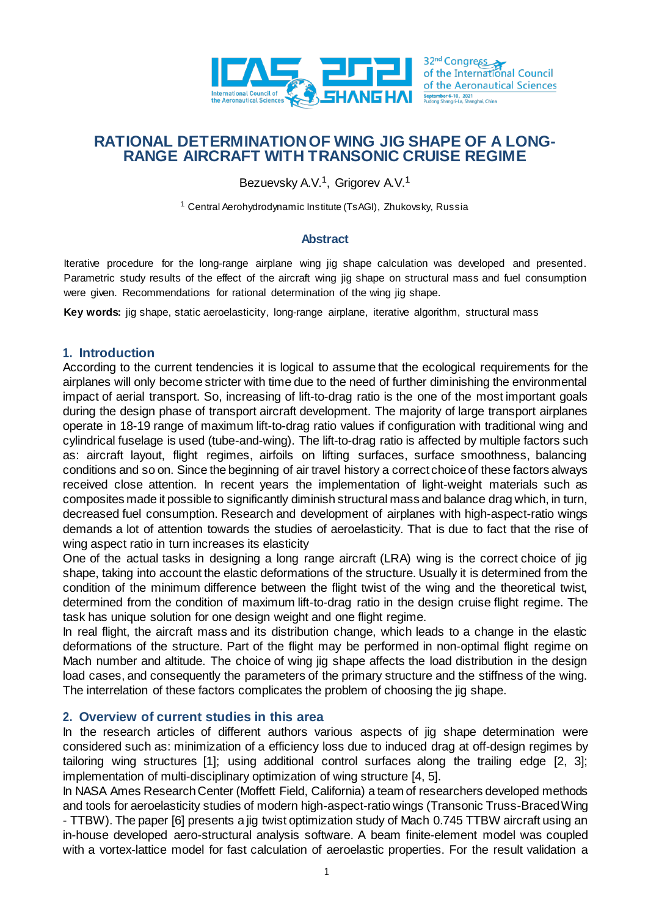# RATIONAL DETERMINATION OF WING JIG SHAPE OF A LONG-RANGE AIRCRAFT WITH TRANSONIC CRUISE REGIME

Bezuevsky A.V.[1], Grigorev A.V.[1]

[1] Central Aerohydrodynamic Institute (TsAGI), Zhukovsky, Russia

## Abstract

Iterative procedure for the long-range airplane wing jig shape calculation was developed and presented. Parametric study results for the effect of the aircraft wing jig shape on structural mass and fuel consumption were given. Recommendations for rational determination of the wing jig shape.

**Key words:** jig shape, static aeroelasticity, long-range airplane, iterative algorithm, structural mass

## 1. Introduction

According to the current tendencies it is logical to assume that the ecological requirements for the airplanes will only become stricter with time due to the need of further diminishing the environmental impact of aerial transport. So, increasing of lift-to-drag ratio is the one of the most important goals during the design phase of transport aircraft development. The majority of large transport airplanes operate in 18-19 range of maximum lift-to-drag ratio values if configuration with traditional wing and cylindrical fuselage is used (tube-and-wing). The lift-to-drag ratio is affected by multiple factors such as: aircraft layout, flight regimes, airfoils on lifting surfaces, surface smoothness, balancing conditions and so on. Since the beginning of air travel history a correct choice of these factors always received close attention. In recent years the implementation of light-weight materials such as composites made it possible to significantly diminish structural mass and balance drag which, in turn, decreased fuel consumption. Research and development of airplanes with high-aspect-ratio wings demands a lot of attention towards the studies of aeroelasticity. That is due to fact that the rise of wing aspect ratio in turn increases its elasticity

One of the actual tasks in designing a long range aircraft (LRA) wing is the correct choice of jig shape, taking into account the elastic deformations of the structure. Usually it is determined from the condition of the minimum difference between the flight twist of the wing and the theoretical twist, determined from the condition of maximum lift-to-drag ratio in the design cruise flight regime. The task has unique solution for one design weight and one flight regime.

In real flight, the aircraft mass and its distribution change, which leads to a change in the elastic deformations of the structure. Part of the flight may be performed in non-optimal flight regime on Mach number and altitude. The choice of wing jig shape affects the load distribution in the design load cases, and consequently the parameters of the primary structure and the stiffness of the wing. The interrelation of these factors complicates the problem of choosing the jig shape.

## 2. Overview of current studies in this area

In the research articles of different authors various aspects of jig shape determination were considered such as: minimization of a efficiency loss due to induced drag at off-design regimes by tailoring wing structures [1]; using additional control surfaces along the trailing edge [2, 3]; implementation of multi-disciplinary optimization of wing structure [4, 5].

In NASA Ames Research Center (Moffett Field, California) a team of researchers developed methods and tools for aeroelasticity studies of modern high-aspect-ratio wings (Transonic Truss-Braced Wing - TTBW). The paper [6] presents a jig twist optimization study of Mach 0.745 TTBW aircraft using an in-house developed aero-structural analysis software. A beam finite-element model was coupled with a vortex-lattice model for fast calculation of aeroelastic properties. For the result validation a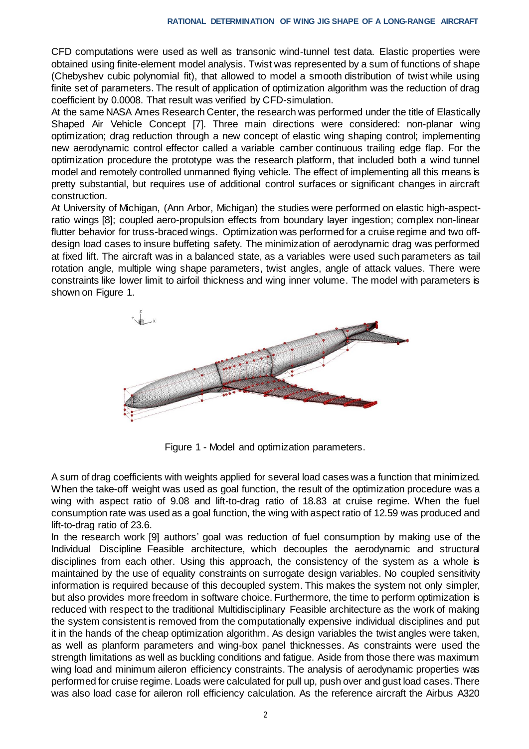CFD computations were used as well as transonic wind-tunnel test data. Elastic properties were obtained using finite-element model analysis. Twist was represented by a sum of functions of shape (Chebyshev cubic polynomial fit), that allowed to model a smooth distribution of twist while using finite set of parameters. The result of application of optimization algorithm was the reduction of drag coefficient by 0.0008. That result was verified by CFD-simulation.

At the same NASA Ames Research Center, the research was performed under the title of Elastically Shaped Air Vehicle Concept [7]. Three main directions were considered: non-planar wing optimization; drag reduction through a new concept of elastic wing shaping control; implementing new aerodynamic control effector called a variable camber continuous trailing edge flap. For the optimization procedure the prototype was the research platform, that included both a wind tunnel model and remotely controlled unmanned flying vehicle. The effect of implementing all this means is pretty substantial, but requires use of additional control surfaces or significant changes in aircraft construction.

At University of Michigan, (Ann Arbor, Michigan) the studies were performed on elastic high-aspect-ratio wings [8]; coupled aero-propulsion effects from boundary layer ingestion; complex non-linear flutter behavior for truss-braced wings. Optimization was performed for a cruise regime and two off-design load cases to insure buffeting safety. The minimization of aerodynamic drag was performed at fixed lift. The aircraft was in a balanced state, as a variables were used such parameters as tail rotation angle, multiple wing shape parameters, twist angles, angle of attack values. There were constraints like lower limit to airfoil thickness and wing inner volume. The model with parameters is shown on Figure 1.

Figure 1 - Model and optimization parameters.

A sum of drag coefficients with weights applied for several load cases was a function that minimized. When the take-off weight was used as goal function, the result of the optimization procedure was a wing with aspect ratio of 9.08 and lift-to-drag ratio of 18.83 at cruise regime. When the fuel consumption rate was used as a goal function, the wing with aspect ratio of 12.59 was produced and lift-to-drag ratio of 23.6.

In the research work [9] authors' goal was reduction of fuel consumption by making use of the Individual Discipline Feasible architecture, which decouples the aerodynamic and structural disciplines from each other. Using this approach, the consistency of the system as a whole is maintained by the use of equality constraints on surrogate design variables. No coupled sensitivity information is required because of this decoupled system. This makes the system not only simpler, but also provides more freedom in software choice. Furthermore, the time to perform optimization is reduced with respect to the traditional Multidisciplinary Feasible architecture as the work of making the system consistent is removed from the computationally expensive individual disciplines and put it in the hands of the cheap optimization algorithm. As design variables the twist angles were taken, as well as planform parameters and wing-box panel thicknesses. As constraints were used the strength limitations as well as buckling conditions and fatigue. Aside from those there was maximum wing load and minimum aileron efficiency constraints. The analysis of aerodynamic properties was performed for cruise regime. Loads were calculated for pull up, push over and gust load cases. There was also load case for aileron roll efficiency calculation. As the reference aircraft the Airbus A320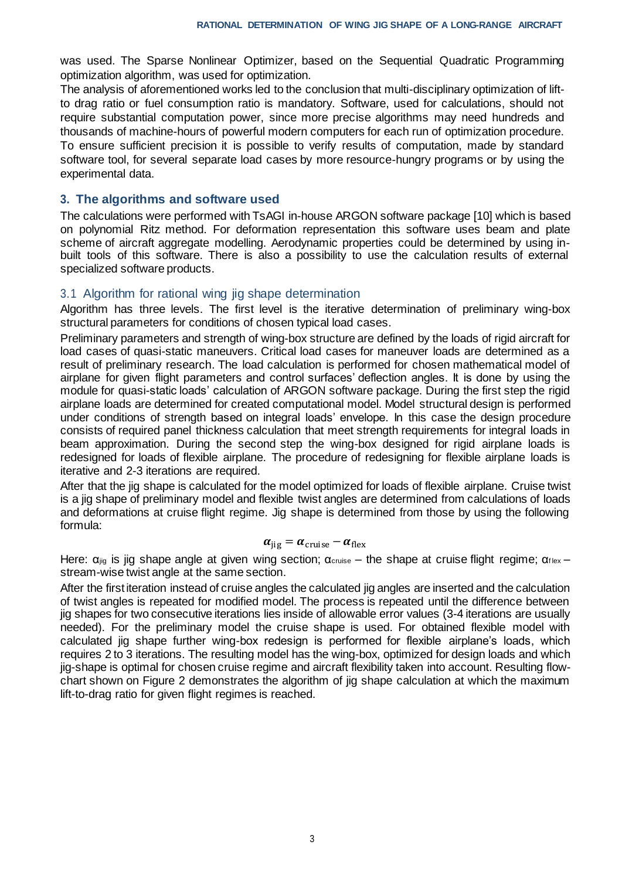was used. The Sparse Nonlinear Optimizer, based on the Sequential Quadratic Programming optimization algorithm, was used for optimization.

The analysis of aforementioned works led to the conclusion that multi-disciplinary optimization of lift-to drag ratio or fuel consumption ratio is mandatory. Software, used for calculations, should not require substantial computation power, since more precise algorithms may need hundreds and thousands of machine-hours of powerful modern computers for each run of optimization procedure. To ensure sufficient precision it is possible to verify results of computation, made by standard software tool, for several separate load cases by more resource-hungry programs or by using the experimental data.

## 3. The algorithms and software used

The calculations were performed with TsAGI in-house ARGON software package [10] which is based on polynomial Ritz method. For deformation representation this software uses beam and plate scheme of aircraft aggregate modelling. Aerodynamic properties could be determined by using in-built tools of this software. There is also a possibility to use the calculation results of external specialized software products.

### 3.1 Algorithm for rational wing jig shape determination

Algorithm has three levels. The first level is the iterative determination of preliminary wing-box structural parameters for conditions of chosen typical load cases.

Preliminary parameters and strength of wing-box structure are defined by the loads of rigid aircraft for load cases of quasi-static maneuvers. Critical load cases for maneuver loads are determined as a result of preliminary research. The load calculation is performed for chosen mathematical model of airplane for given flight parameters and control surfaces' deflection angles. It is done by using the module for quasi-static loads' calculation of ARGON software package. During the first step the rigid airplane loads are determined for created computational model. Model structural design is performed under conditions of strength based on integral loads' envelope. In this case the design procedure consists of required panel thickness calculation that meet strength requirements for integral loads in beam approximation. During the second step the wing-box designed for rigid airplane loads is redesigned for loads of flexible airplane. The procedure of redesigning for flexible airplane loads is iterative and 2-3 iterations are required.

After that the jig shape is calculated for the model optimized for loads of flexible airplane. Cruise twist is a jig shape of preliminary model and flexible twist angles are determined from calculations of loads and deformations at cruise flight regime. Jig shape is determined from those by using the following formula:

$$\boldsymbol{\alpha}_{\text{jig}} = \boldsymbol{\alpha}_{\text{cruise}} - \boldsymbol{\alpha}_{\text{flex}}$$

Here: $\alpha_{jig}$ is jig shape angle at given wing section; $\alpha_{cruise}$ – the shape at cruise flight regime; $\alpha_{flex}$ – stream-wise twist angle at the same section.

After the first iteration instead of cruise angles the calculated jig angles are inserted and the calculation of twist angles is repeated for modified model. The process is repeated until the difference between jig shapes for two consecutive iterations lies inside of allowable error values (3-4 iterations are usually needed). For the preliminary model the cruise shape is used. For obtained flexible model with calculated jig shape further wing-box redesign is performed for flexible airplane's loads, which requires 2 to 3 iterations. The resulting model has the wing-box, optimized for design loads and which jig-shape is optimal for chosen cruise regime and aircraft flexibility taken into account. Resulting flow-chart shown on Figure 2 demonstrates the algorithm of jig shape calculation at which the maximum lift-to-drag ratio for given flight regimes is reached.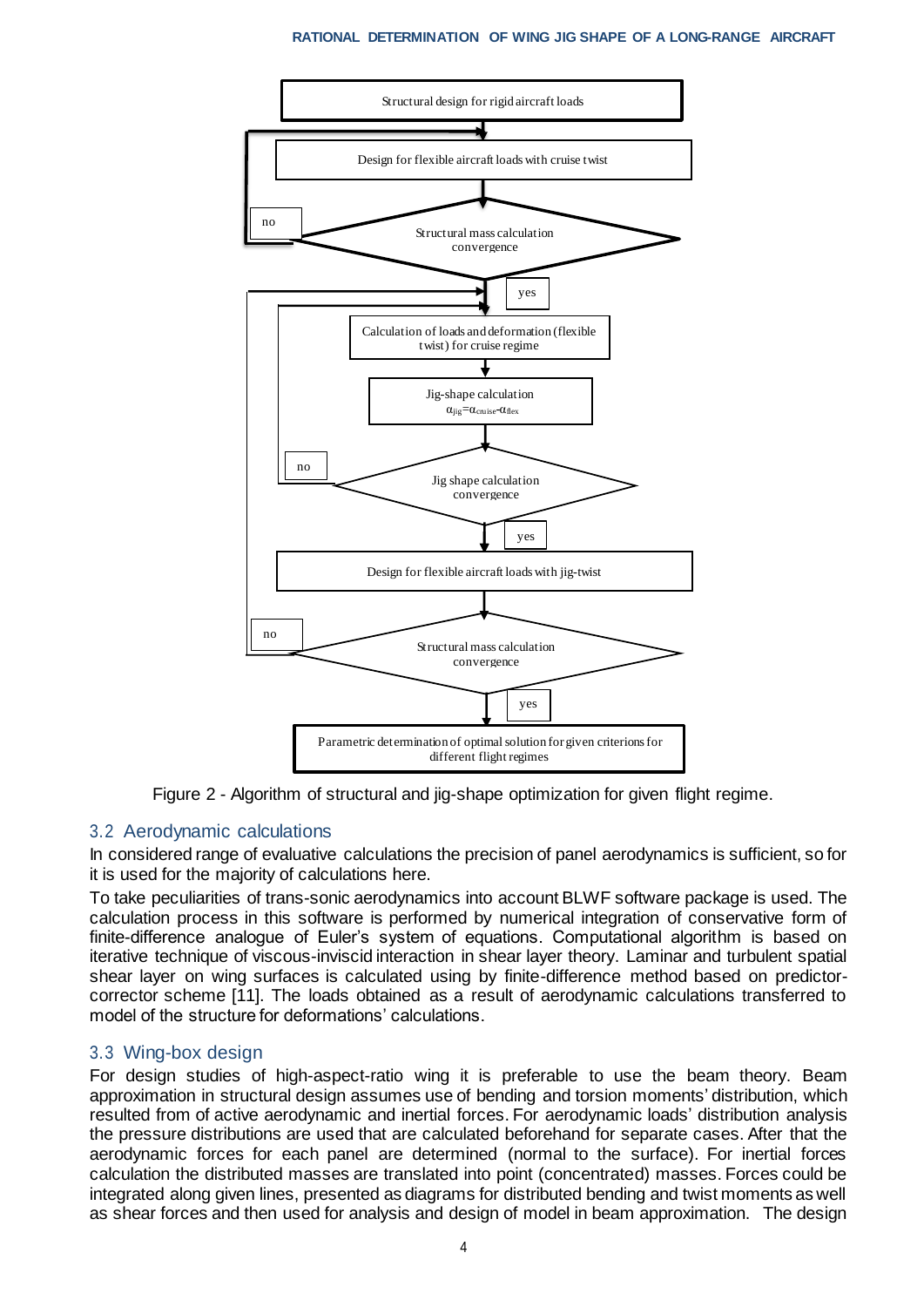Figure 2 - Algorithm of structural and jig-shape optimization for given flight regime.

## 3.2 Aerodynamic calculations

In considered range of evaluative calculations the precision of panel aerodynamics is sufficient, so for it is used for the majority of calculations here.

To take peculiarities of trans-sonic aerodynamics into account BLWF software package is used. The calculation process in this software is performed by numerical integration of conservative form of finite-difference analogue of Euler's system of equations. Computational algorithm is based on iterative technique of viscous-inviscid interaction in shear layer theory. Laminar and turbulent spatial shear layer on wing surfaces is calculated using by finite-difference method based on predictor-corrector scheme [11]. The loads obtained as a result of aerodynamic calculations transferred to model of the structure for deformations' calculations.

## 3.3 Wing-box design

For design studies of high-aspect-ratio wing it is preferable to use the beam theory. Beam approximation in structural design assumes use of bending and torsion moments' distribution, which resulted from of active aerodynamic and inertial forces. For aerodynamic loads' distribution analysis the pressure distributions are used that are calculated beforehand for separate cases. After that the aerodynamic forces for each panel are determined (normal to the surface). For inertial forces calculation the distributed masses are translated into point (concentrated) masses. Forces could be integrated along given lines, presented as diagrams for distributed bending and twist moments as well as shear forces and then used for analysis and design of model in beam approximation. The design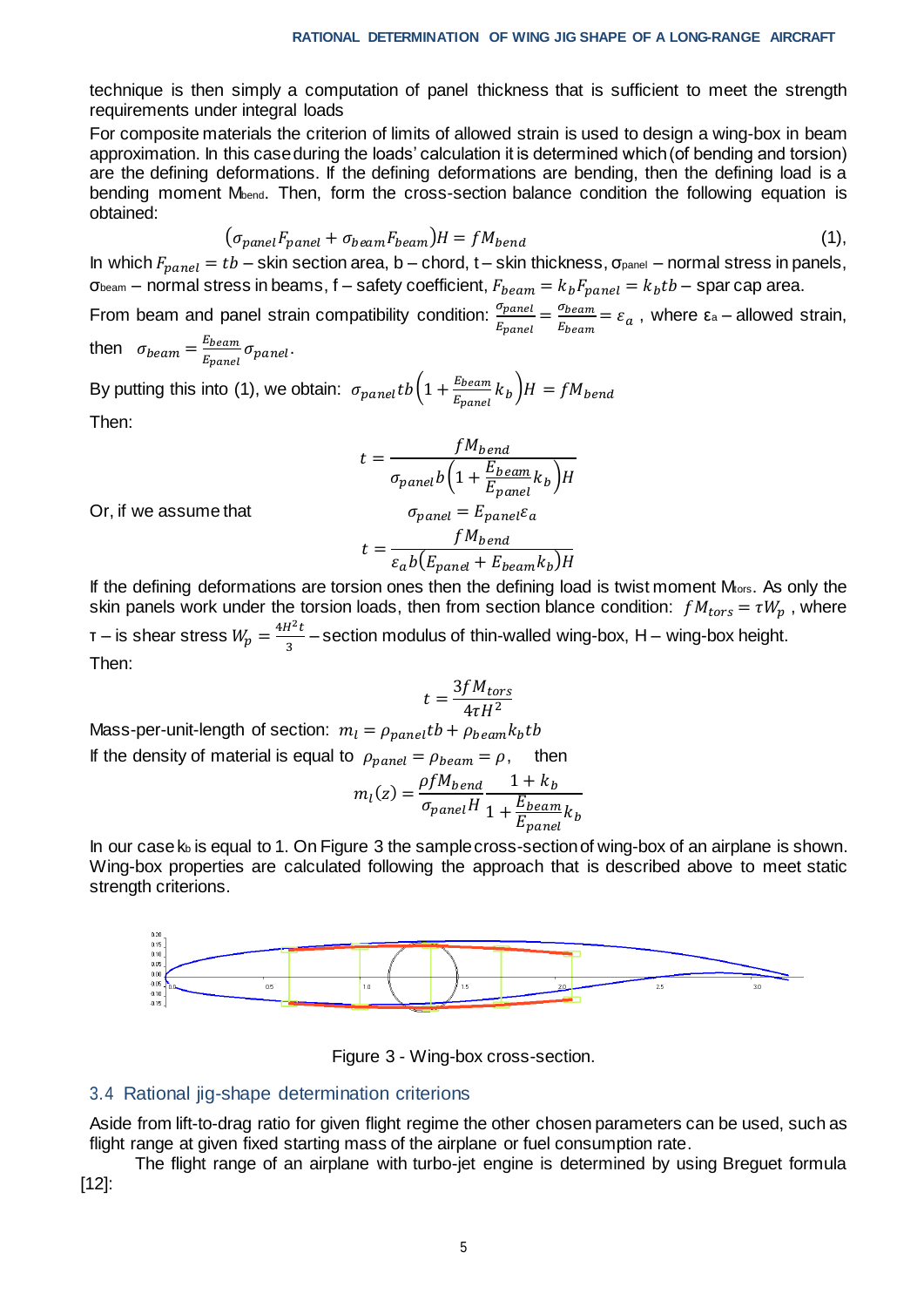technique is then simply a computation of panel thickness that is sufficient to meet the strength requirements under integral loads

For composite materials the criterion of limits of allowed strain is used to design a wing-box in beam approximation. In this case during the loads' calculation it is determined which (of bending and torsion) are the defining deformations. If the defining deformations are bending, then the defining load is a bending moment $M_{bend}$. Then, form the cross-section balance condition the following equation is obtained:

$$\left(\sigma_{panel}F_{panel} + \sigma_{beam}F_{beam}\right)H = fM_{bend} \tag{1}$$

In which $F_{panel} = tb$ – skin section area, b – chord, t – skin thickness, $\sigma_{panel}$ – normal stress in panels, $\sigma_{beam}$ – normal stress in beams, f – safety coefficient, $F_{beam} = k_b F_{panel} = k_b tb$ – spar cap area.

From beam and panel strain compatibility condition: $\frac{\sigma_{panel}}{E_{panel}} = \frac{\sigma_{beam}}{E_{beam}} = \varepsilon_a$ , where $\varepsilon_a$ – allowed strain, then $\sigma_{beam} = \frac{E_{beam}}{E_{panel}}\sigma_{panel}$.

By putting this into (1), we obtain: $\sigma_{panel}tb\left(1 + \frac{E_{beam}}{E_{panel}}k_b\right)H = fM_{bend}$

Then:

$$t = \frac{fM_{bend}}{\sigma_{panel}b\left(1 + \frac{E_{beam}}{E_{panel}}k_b\right)H}$$

Or, if we assume that

$$\sigma_{panel} = E_{panel}\varepsilon_a$$

$$t = \frac{fM_{bend}}{\varepsilon_a b\left(E_{panel} + E_{beam}k_b\right)H}$$

If the defining deformations are torsion ones then the defining load is twist moment $M_{tors}$. As only the skin panels work under the torsion loads, then from section blance condition: $fM_{tors} = \tau W_p$ , where $\tau$ – is shear stress $W_p = \frac{4H^2t}{3}$ – section modulus of thin-walled wing-box, H – wing-box height.

Then:

$$t = \frac{3fM_{tors}}{4\tau H^2}$$

Mass-per-unit-length of section: $m_l = \rho_{panel}tb + \rho_{beam}k_b tb$

If the density of material is equal to $\rho_{panel} = \rho_{beam} = \rho$, then

$$m_l(z) = \frac{\rho f M_{bend}}{\sigma_{panel}H}\frac{1 + k_b}{1 + \frac{E_{beam}}{E_{panel}}k_b}$$

In our case $k_b$ is equal to 1. On Figure 3 the sample cross-section of wing-box of an airplane is shown. Wing-box properties are calculated following the approach that is described above to meet static strength criterions.

Figure 3 - Wing-box cross-section.

## 3.4 Rational jig-shape determination criterions

Aside from lift-to-drag ratio for given flight regime the other chosen parameters can be used, such as flight range at given fixed starting mass of the airplane or fuel consumption rate.

The flight range of an airplane with turbo-jet engine is determined by using Breguet formula [12]: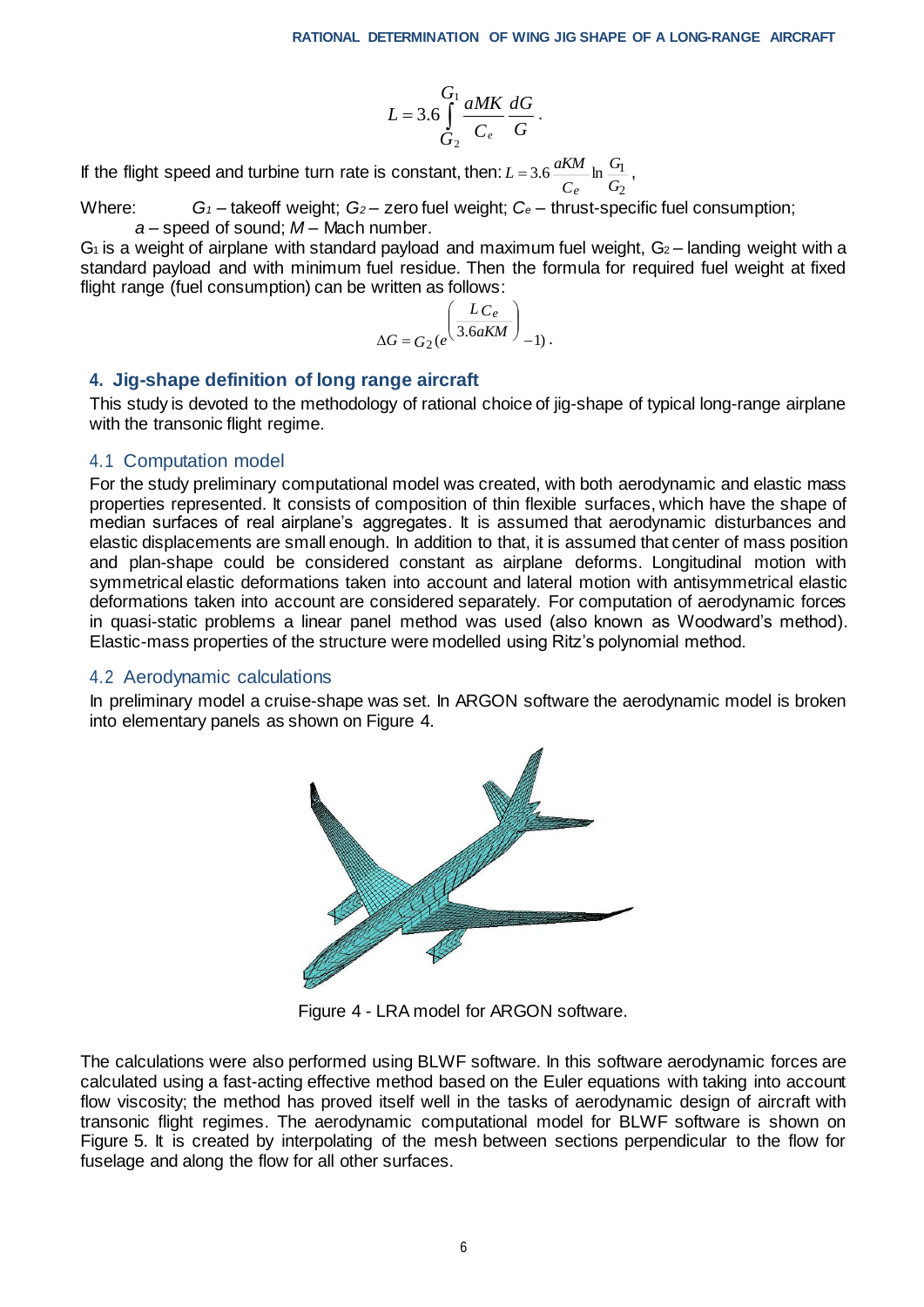$$L = 3.6\int_{G_2}^{G_1} \frac{aMK}{C_e}\frac{dG}{G}.$$

If the flight speed and turbine turn rate is constant, then: $L = 3.6\frac{aKM}{C_e}\ln\frac{G_1}{G_2}$,

Where: $G_1$ – takeoff weight; $G_2$ – zero fuel weight; $C_e$ – thrust-specific fuel consumption; $a$ – speed of sound; $M$ – Mach number.

$G_1$ is a weight of airplane with standard payload and maximum fuel weight, $G_2$ – landing weight with a standard payload and with minimum fuel residue. Then the formula for required fuel weight at fixed flight range (fuel consumption) can be written as follows:

$$\Delta G = G_2\left(e^{\left(\frac{L\,C_e}{3.6aKM}\right)} - 1\right).$$

## 4. Jig-shape definition of long range aircraft

This study is devoted to the methodology of rational choice of jig-shape of typical long-range airplane with the transonic flight regime.

### 4.1 Computation model

For the study preliminary computational model was created, with both aerodynamic and elastic mass properties represented. It consists of composition of thin flexible surfaces, which have the shape of median surfaces of real airplane's aggregates. It is assumed that aerodynamic disturbances and elastic displacements are small enough. In addition to that, it is assumed that center of mass position and plan-shape could be considered constant as airplane deforms. Longitudinal motion with symmetrical elastic deformations taken into account and lateral motion with antisymmetrical elastic deformations taken into account are considered separately. For computation of aerodynamic forces in quasi-static problems a linear panel method was used (also known as Woodward's method). Elastic-mass properties of the structure were modelled using Ritz's polynomial method.

### 4.2 Aerodynamic calculations

In preliminary model a cruise-shape was set. In ARGON software the aerodynamic model is broken into elementary panels as shown on Figure 4.

Figure 4 - LRA model for ARGON software.

The calculations were also performed using BLWF software. In this software aerodynamic forces are calculated using a fast-acting effective method based on the Euler equations with taking into account flow viscosity; the method has proved itself well in the tasks of aerodynamic design of aircraft with transonic flight regimes. The aerodynamic computational model for BLWF software is shown on Figure 5. It is created by interpolating of the mesh between sections perpendicular to the flow for fuselage and along the flow for all other surfaces.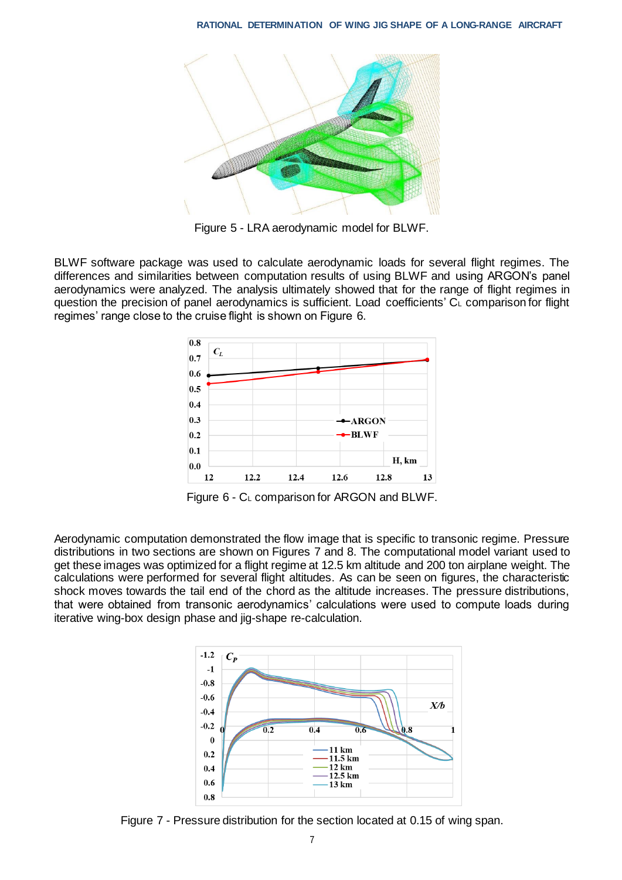Figure 5 - LRA aerodynamic model for BLWF.

BLWF software package was used to calculate aerodynamic loads for several flight regimes. The differences and similarities between computation results of using BLWF and using ARGON's panel aerodynamics were analyzed. The analysis ultimately showed that for the range of flight regimes in question the precision of panel aerodynamics is sufficient. Load coefficients' $C_L$ comparison for flight regimes' range close to the cruise flight is shown on Figure 6.

Figure 6 - $C_L$ comparison for ARGON and BLWF.

Aerodynamic computation demonstrated the flow image that is specific to transonic regime. Pressure distributions in two sections are shown on Figures 7 and 8. The computational model variant used to get these images was optimized for a flight regime at 12.5 km altitude and 200 ton airplane weight. The calculations were performed for several flight altitudes. As can be seen on figures, the characteristic shock moves towards the tail end of the chord as the altitude increases. The pressure distributions, that were obtained from transonic aerodynamics' calculations were used to compute loads during iterative wing-box design phase and jig-shape re-calculation.

Figure 7 - Pressure distribution for the section located at 0.15 of wing span.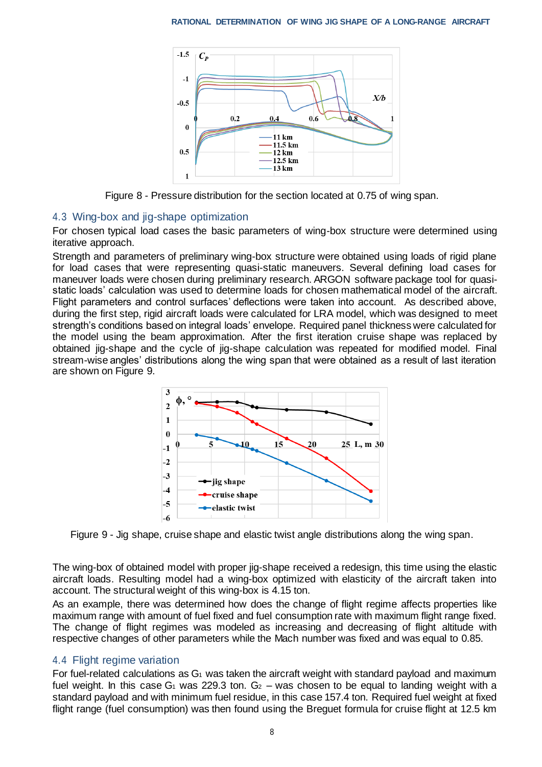Figure 8 - Pressure distribution for the section located at 0.75 of wing span.

## 4.3 Wing-box and jig-shape optimization

For chosen typical load cases the basic parameters of wing-box structure were determined using iterative approach.

Strength and parameters of preliminary wing-box structure were obtained using loads of rigid plane for load cases that were representing quasi-static maneuvers. Several defining load cases for maneuver loads were chosen during preliminary research. ARGON software package tool for quasi-static loads' calculation was used to determine loads for chosen mathematical model of the aircraft. Flight parameters and control surfaces' deflections were taken into account. As described above, during the first step, rigid aircraft loads were calculated for LRA model, which was designed to meet strength's conditions based on integral loads' envelope. Required panel thickness were calculated for the model using the beam approximation. After the first iteration cruise shape was replaced by obtained jig-shape and the cycle of jig-shape calculation was repeated for modified model. Final stream-wise angles' distributions along the wing span that were obtained as a result of last iteration are shown on Figure 9.

Figure 9 - Jig shape, cruise shape and elastic twist angle distributions along the wing span.

The wing-box of obtained model with proper jig-shape received a redesign, this time using the elastic aircraft loads. Resulting model had a wing-box optimized with elasticity of the aircraft taken into account. The structural weight of this wing-box is 4.15 ton.

As an example, there was determined how does the change of flight regime affects properties like maximum range with amount of fuel fixed and fuel consumption rate with maximum flight range fixed. The change of flight regimes was modeled as increasing and decreasing of flight altitude with respective changes of other parameters while the Mach number was fixed and was equal to 0.85.

## 4.4 Flight regime variation

For fuel-related calculations as $G_1$ was taken the aircraft weight with standard payload and maximum fuel weight. In this case $G_1$ was 229.3 ton. $G_2$ – was chosen to be equal to landing weight with a standard payload and with minimum fuel residue, in this case 157.4 ton. Required fuel weight at fixed flight range (fuel consumption) was then found using the Breguet formula for cruise flight at 12.5 km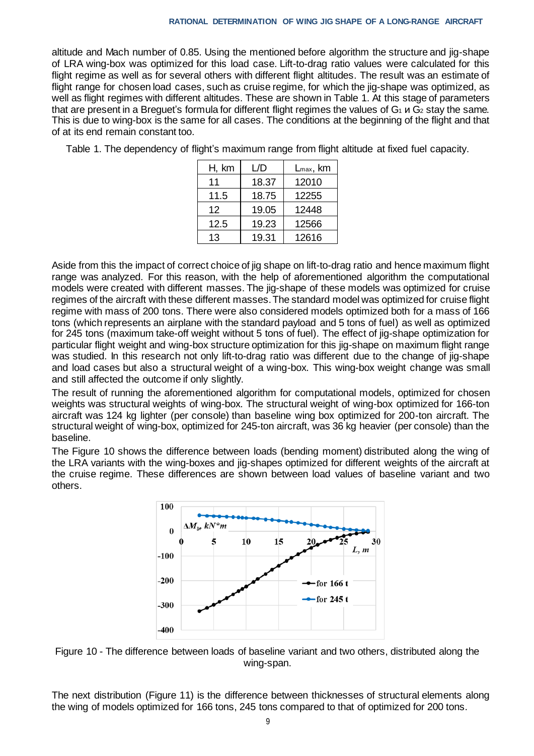altitude and Mach number of 0.85. Using the mentioned before algorithm the structure and jig-shape of LRA wing-box was optimized for this load case. Lift-to-drag ratio values were calculated for this flight regime as well as for several others with different flight altitudes. The result was an estimate of flight range for chosen load cases, such as cruise regime, for which the jig-shape was optimized, as well as flight regimes with different altitudes. These are shown in Table 1. At this stage of parameters that are present in a Breguet's formula for different flight regimes the values of $G_1$ и $G_2$ stay the same. This is due to wing-box is the same for all cases. The conditions at the beginning of the flight and that of at its end remain constant too.

Table 1. The dependency of flight's maximum range from flight altitude at fixed fuel capacity.

| H, km | L/D | $L_{max}$, km |
|---|---|---|
| 11 | 18.37 | 12010 |
| 11.5 | 18.75 | 12255 |
| 12 | 19.05 | 12448 |
| 12.5 | 19.23 | 12566 |
| 13 | 19.31 | 12616 |

Aside from this the impact of correct choice of jig shape on lift-to-drag ratio and hence maximum flight range was analyzed. For this reason, with the help of aforementioned algorithm the computational models were created with different masses. The jig-shape of these models was optimized for cruise regimes of the aircraft with these different masses. The standard model was optimized for cruise flight regime with mass of 200 tons. There were also considered models optimized both for a mass of 166 tons (which represents an airplane with the standard payload and 5 tons of fuel) as well as optimized for 245 tons (maximum take-off weight without 5 tons of fuel). The effect of jig-shape optimization for particular flight weight and wing-box structure optimization for this jig-shape on maximum flight range was studied. In this research not only lift-to-drag ratio was different due to the change of jig-shape and load cases but also a structural weight of a wing-box. This wing-box weight change was small and still affected the outcome if only slightly.

The result of running the aforementioned algorithm for computational models, optimized for chosen weights was structural weights of wing-box. The structural weight of wing-box optimized for 166-ton aircraft was 124 kg lighter (per console) than baseline wing box optimized for 200-ton aircraft. The structural weight of wing-box, optimized for 245-ton aircraft, was 36 kg heavier (per console) than the baseline.

The Figure 10 shows the difference between loads (bending moment) distributed along the wing of the LRA variants with the wing-boxes and jig-shapes optimized for different weights of the aircraft at the cruise regime. These differences are shown between load values of baseline variant and two others.

Figure 10 - The difference between loads of baseline variant and two others, distributed along the wing-span.

The next distribution (Figure 11) is the difference between thicknesses of structural elements along the wing of models optimized for 166 tons, 245 tons compared to that of optimized for 200 tons.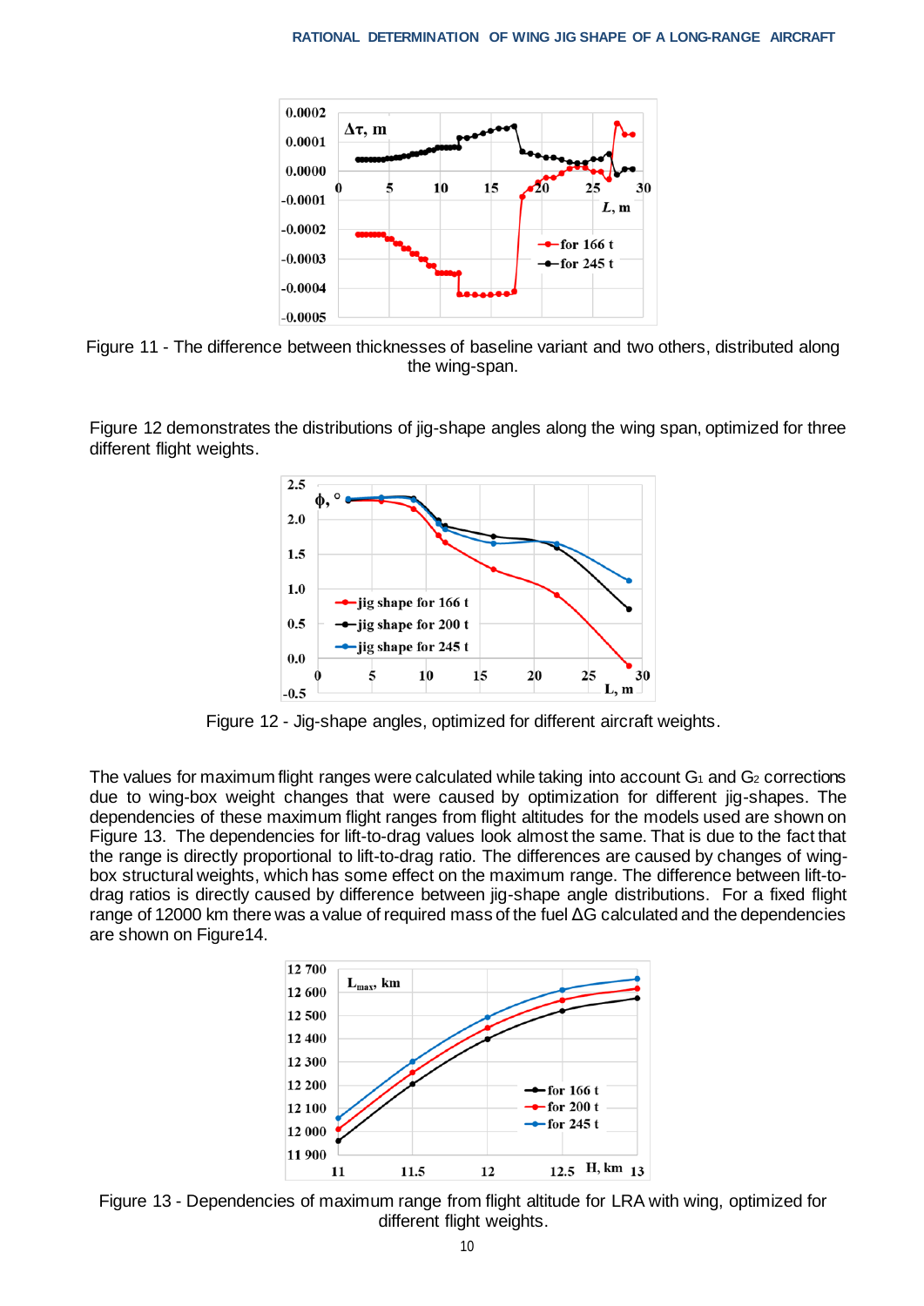Figure 11 - The difference between thicknesses of baseline variant and two others, distributed along the wing-span.

Figure 12 demonstrates the distributions of jig-shape angles along the wing span, optimized for three different flight weights.

Figure 12 - Jig-shape angles, optimized for different aircraft weights.

The values for maximum flight ranges were calculated while taking into account $G_1$ and $G_2$ corrections due to wing-box weight changes that were caused by optimization for different jig-shapes. The dependencies of these maximum flight ranges from flight altitudes for the models used are shown on Figure 13. The dependencies for lift-to-drag values look almost the same. That is due to the fact that the range is directly proportional to lift-to-drag ratio. The differences are caused by changes of wing-box structural weights, which has some effect on the maximum range. The difference between lift-to-drag ratios is directly caused by difference between jig-shape angle distributions. For a fixed flight range of 12000 km there was a value of required mass of the fuel $\Delta G$ calculated and the dependencies are shown on Figure14.

Figure 13 - Dependencies of maximum range from flight altitude for LRA with wing, optimized for different flight weights.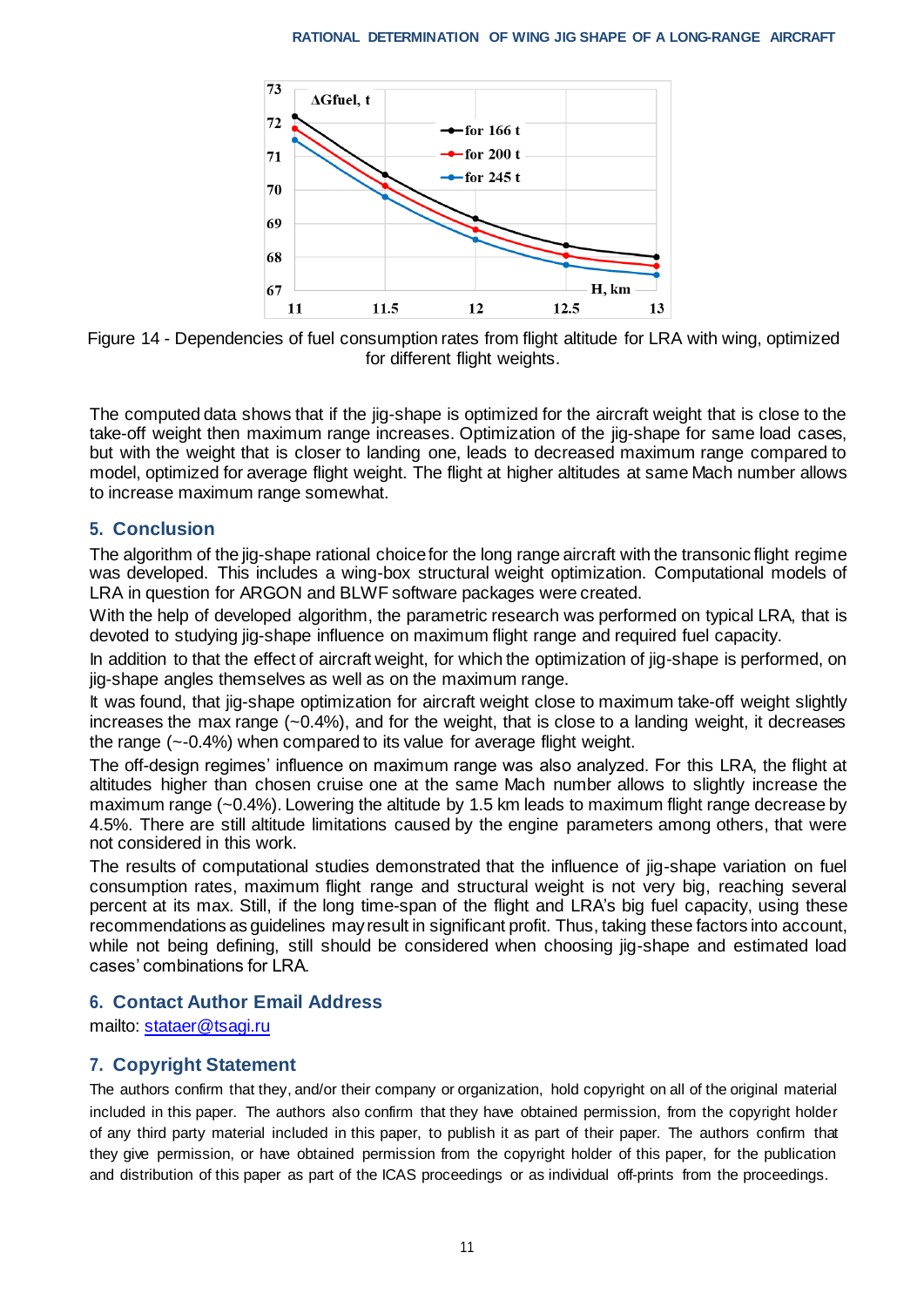Figure 14 - Dependencies of fuel consumption rates from flight altitude for LRA with wing, optimized for different flight weights.

The computed data shows that if the jig-shape is optimized for the aircraft weight that is close to the take-off weight then maximum range increases. Optimization of the jig-shape for same load cases, but with the weight that is closer to landing one, leads to decreased maximum range compared to model, optimized for average flight weight. The flight at higher altitudes at same Mach number allows to increase maximum range somewhat.

## 5. Conclusion

The algorithm of the jig-shape rational choice for the long range aircraft with the transonic flight regime was developed. This includes a wing-box structural weight optimization. Computational models of LRA in question for ARGON and BLWF software packages were created.

With the help of developed algorithm, the parametric research was performed on typical LRA, that is devoted to studying jig-shape influence on maximum flight range and required fuel capacity.

In addition to that the effect of aircraft weight, for which the optimization of jig-shape is performed, on jig-shape angles themselves as well as on the maximum range.

It was found, that jig-shape optimization for aircraft weight close to maximum take-off weight slightly increases the max range (~0.4%), and for the weight, that is close to a landing weight, it decreases the range (~-0.4%) when compared to its value for average flight weight.

The off-design regimes' influence on maximum range was also analyzed. For this LRA, the flight at altitudes higher than chosen cruise one at the same Mach number allows to slightly increase the maximum range (~0.4%). Lowering the altitude by 1.5 km leads to maximum flight range decrease by 4.5%. There are still altitude limitations caused by the engine parameters among others, that were not considered in this work.

The results of computational studies demonstrated that the influence of jig-shape variation on fuel consumption rates, maximum flight range and structural weight is not very big, reaching several percent at its max. Still, if the long time-span of the flight and LRA's big fuel capacity, using these recommendations as guidelines may result in significant profit. Thus, taking these factors into account, while not being defining, still should be considered when choosing jig-shape and estimated load cases' combinations for LRA.

## 6. Contact Author Email Address

mailto: stataer@tsagi.ru

## 7. Copyright Statement

The authors confirm that they, and/or their company or organization, hold copyright on all of the original material included in this paper. The authors also confirm that they have obtained permission, from the copyright holder of any third party material included in this paper, to publish it as part of their paper. The authors confirm that they give permission, or have obtained permission from the copyright holder of this paper, for the publication and distribution of this paper as part of the ICAS proceedings or as individual off-prints from the proceedings.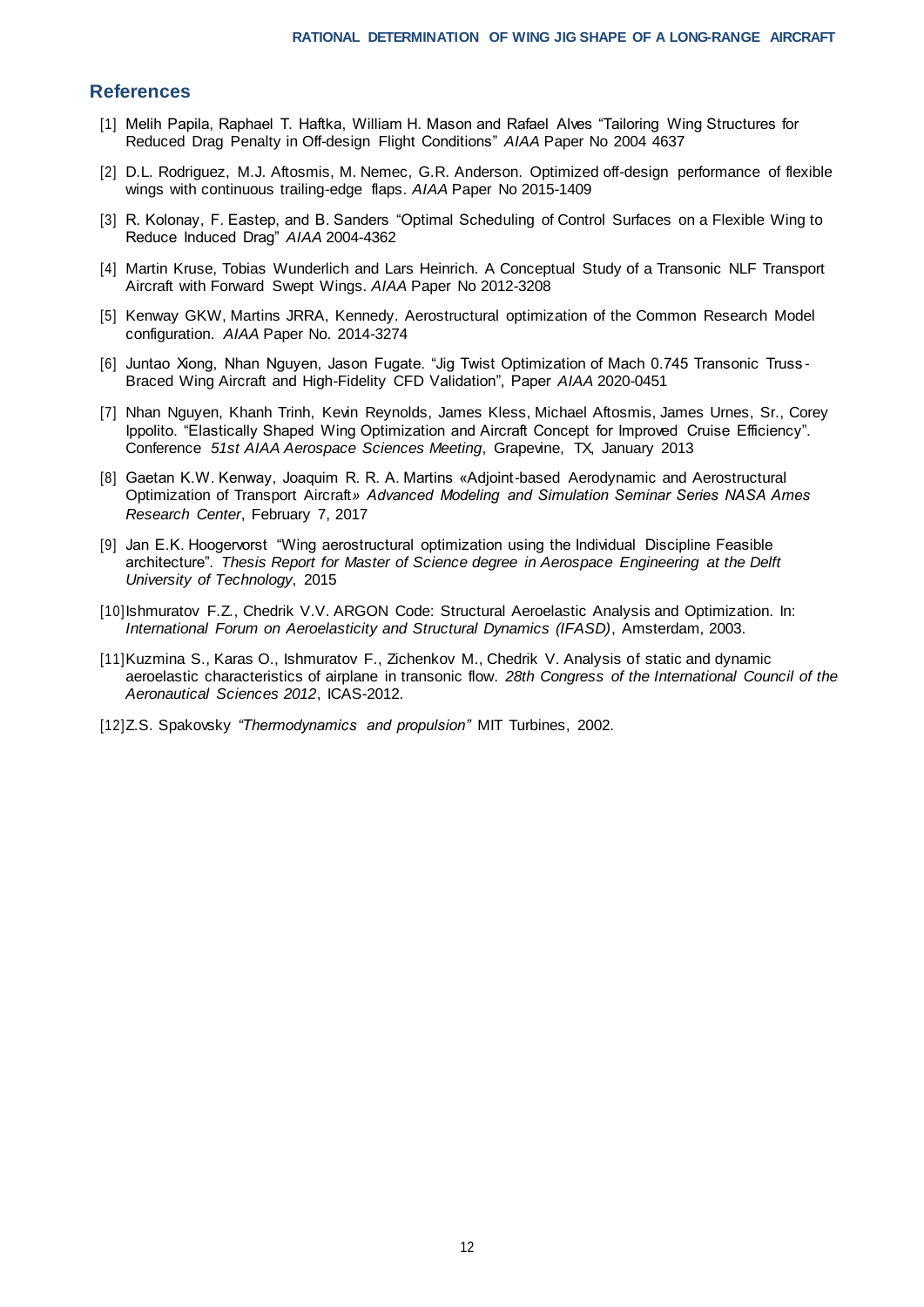## References

[1] Melih Papila, Raphael T. Haftka, William H. Mason and Rafael Alves "Tailoring Wing Structures for Reduced Drag Penalty in Off-design Flight Conditions" *AIAA* Paper No 2004 4637

[2] D.L. Rodriguez, M.J. Aftosmis, M. Nemec, G.R. Anderson. Optimized off-design performance of flexible wings with continuous trailing-edge flaps. *AIAA* Paper No 2015-1409

[3] R. Kolonay, F. Eastep, and B. Sanders "Optimal Scheduling of Control Surfaces on a Flexible Wing to Reduce Induced Drag" *AIAA* 2004-4362

[4] Martin Kruse, Tobias Wunderlich and Lars Heinrich. A Conceptual Study of a Transonic NLF Transport Aircraft with Forward Swept Wings. *AIAA* Paper No 2012-3208

[5] Kenway GKW, Martins JRRA, Kennedy. Aerostructural optimization of the Common Research Model configuration. *AIAA* Paper No. 2014-3274

[6] Juntao Xiong, Nhan Nguyen, Jason Fugate. "Jig Twist Optimization of Mach 0.745 Transonic Truss-Braced Wing Aircraft and High-Fidelity CFD Validation", Paper *AIAA* 2020-0451

[7] Nhan Nguyen, Khanh Trinh, Kevin Reynolds, James Kless, Michael Aftosmis, James Urnes, Sr., Corey Ippolito. "Elastically Shaped Wing Optimization and Aircraft Concept for Improved Cruise Efficiency". Conference *51st AIAA Aerospace Sciences Meeting*, Grapevine, TX, January 2013

[8] Gaetan K.W. Kenway, Joaquim R. R. A. Martins «Adjoint-based Aerodynamic and Aerostructural Optimization of Transport Aircraft*» Advanced Modeling and Simulation Seminar Series NASA Ames Research Center*, February 7, 2017

[9] Jan E.K. Hoogervorst "Wing aerostructural optimization using the Individual Discipline Feasible architecture". *Thesis Report for Master of Science degree in Aerospace Engineering at the Delft University of Technology*, 2015

[10] Ishmuratov F.Z., Chedrik V.V. ARGON Code: Structural Aeroelastic Analysis and Optimization. In: *International Forum on Aeroelasticity and Structural Dynamics (IFASD)*, Amsterdam, 2003.

[11] Kuzmina S., Karas O., Ishmuratov F., Zichenkov M., Chedrik V. Analysis of static and dynamic aeroelastic characteristics of airplane in transonic flow. *28th Congress of the International Council of the Aeronautical Sciences 2012*, ICAS-2012.

[12] Z.S. Spakovsky *"Thermodynamics and propulsion"* MIT Turbines, 2002.